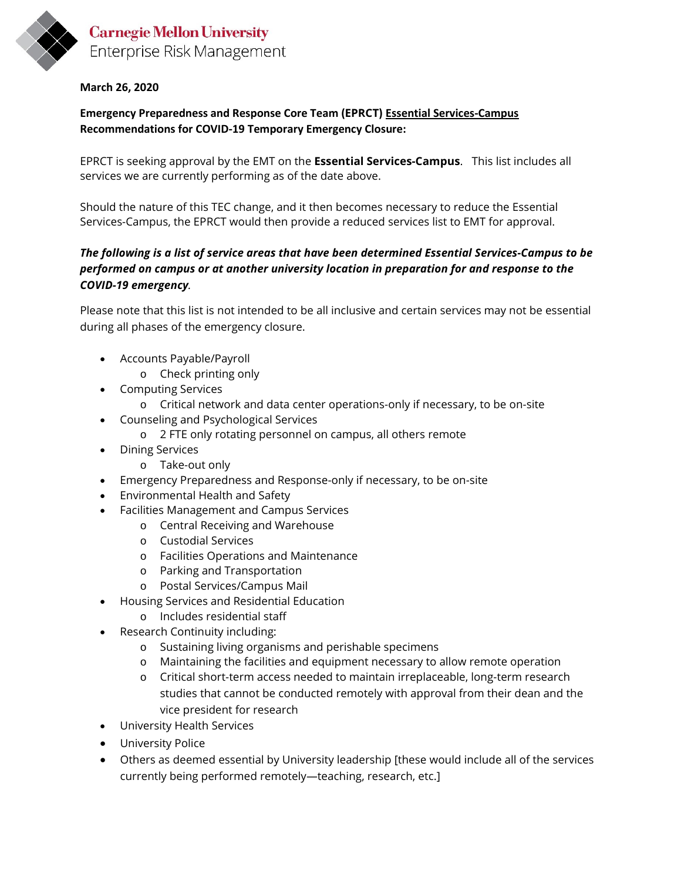Carnegie Mellon University
Enterprise Risk Management

**March 26, 2020**

**Emergency Preparedness and Response Core Team (EPRCT) Essential Services-Campus Recommendations for COVID-19 Temporary Emergency Closure:**

EPRCT is seeking approval by the EMT on the **Essential Services-Campus**. This list includes all services we are currently performing as of the date above.

Should the nature of this TEC change, and it then becomes necessary to reduce the Essential Services-Campus, the EPRCT would then provide a reduced services list to EMT for approval.

***The following is a list of service areas that have been determined Essential Services-Campus to be performed on campus or at another university location in preparation for and response to the COVID-19 emergency.***

Please note that this list is not intended to be all inclusive and certain services may not be essential during all phases of the emergency closure.

- Accounts Payable/Payroll
  - Check printing only
- Computing Services
  - Critical network and data center operations-only if necessary, to be on-site
- Counseling and Psychological Services
  - 2 FTE only rotating personnel on campus, all others remote
- Dining Services
  - Take-out only
- Emergency Preparedness and Response-only if necessary, to be on-site
- Environmental Health and Safety
- Facilities Management and Campus Services
  - Central Receiving and Warehouse
  - Custodial Services
  - Facilities Operations and Maintenance
  - Parking and Transportation
  - Postal Services/Campus Mail
- Housing Services and Residential Education
  - Includes residential staff
- Research Continuity including:
  - Sustaining living organisms and perishable specimens
  - Maintaining the facilities and equipment necessary to allow remote operation
  - Critical short-term access needed to maintain irreplaceable, long-term research studies that cannot be conducted remotely with approval from their dean and the vice president for research
- University Health Services
- University Police
- Others as deemed essential by University leadership [these would include all of the services currently being performed remotely—teaching, research, etc.]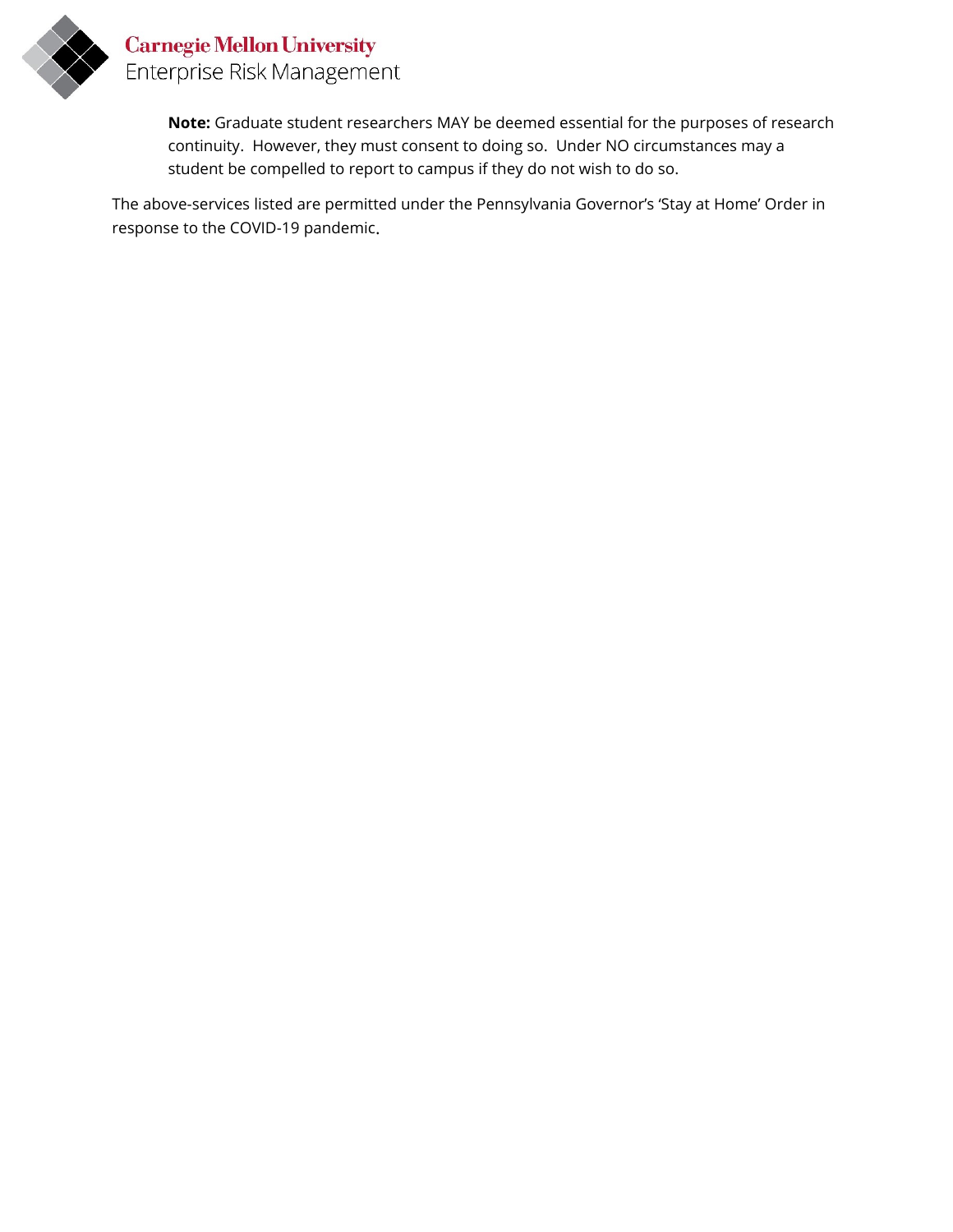**Note:** Graduate student researchers MAY be deemed essential for the purposes of research continuity. However, they must consent to doing so. Under NO circumstances may a student be compelled to report to campus if they do not wish to do so.

The above-services listed are permitted under the Pennsylvania Governor's 'Stay at Home' Order in response to the COVID-19 pandemic.